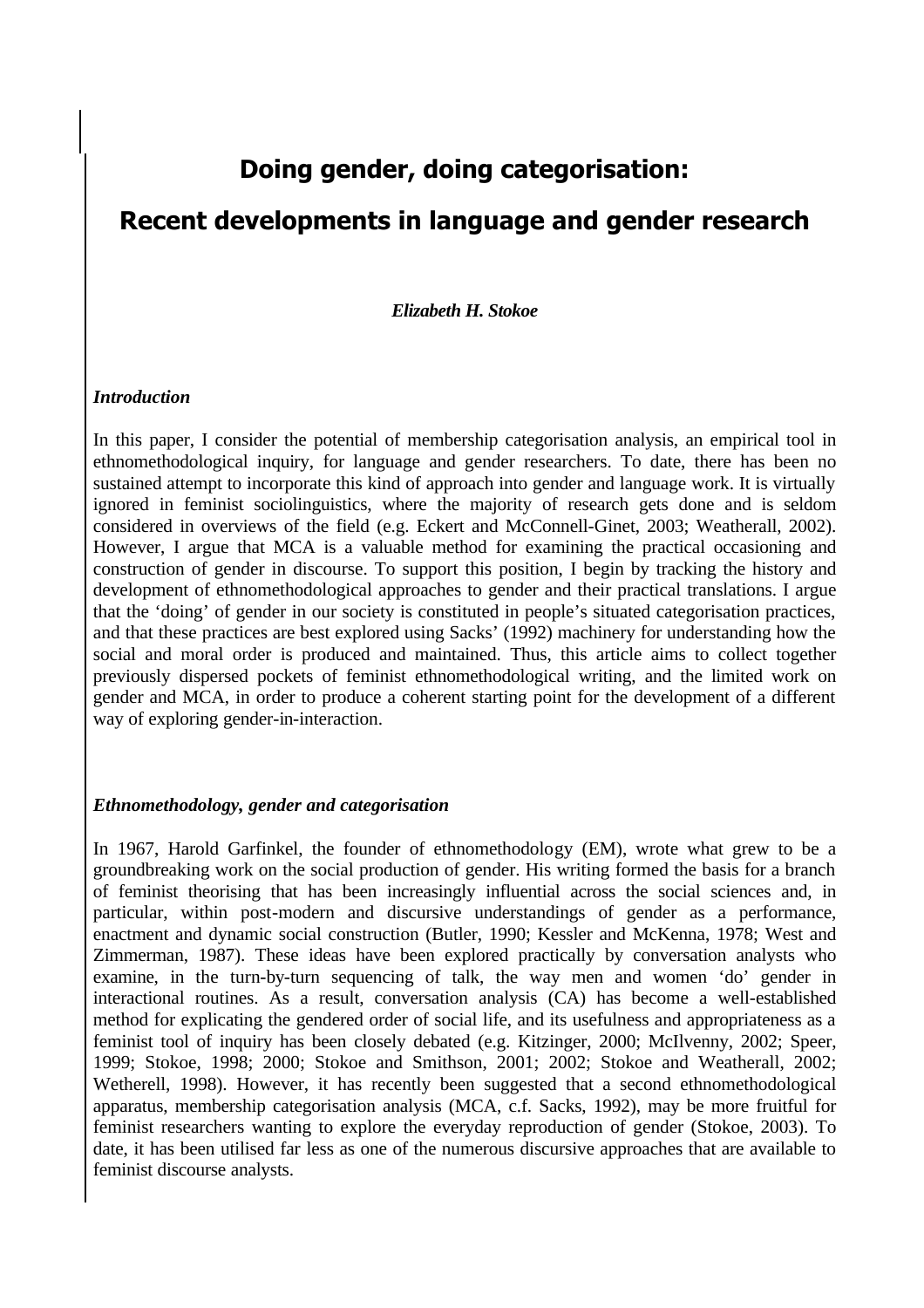# Doing gender, doing categorisation:

# Recent developments in language and gender research

***Elizabeth H. Stokoe***

### *Introduction*

In this paper, I consider the potential of membership categorisation analysis, an empirical tool in ethnomethodological inquiry, for language and gender researchers. To date, there has been no sustained attempt to incorporate this kind of approach into gender and language work. It is virtually ignored in feminist sociolinguistics, where the majority of research gets done and is seldom considered in overviews of the field (e.g. Eckert and McConnell-Ginet, 2003; Weatherall, 2002). However, I argue that MCA is a valuable method for examining the practical occasioning and construction of gender in discourse. To support this position, I begin by tracking the history and development of ethnomethodological approaches to gender and their practical translations. I argue that the 'doing' of gender in our society is constituted in people's situated categorisation practices, and that these practices are best explored using Sacks' (1992) machinery for understanding how the social and moral order is produced and maintained. Thus, this article aims to collect together previously dispersed pockets of feminist ethnomethodological writing, and the limited work on gender and MCA, in order to produce a coherent starting point for the development of a different way of exploring gender-in-interaction.

### *Ethnomethodology, gender and categorisation*

In 1967, Harold Garfinkel, the founder of ethnomethodology (EM), wrote what grew to be a groundbreaking work on the social production of gender. His writing formed the basis for a branch of feminist theorising that has been increasingly influential across the social sciences and, in particular, within post-modern and discursive understandings of gender as a performance, enactment and dynamic social construction (Butler, 1990; Kessler and McKenna, 1978; West and Zimmerman, 1987). These ideas have been explored practically by conversation analysts who examine, in the turn-by-turn sequencing of talk, the way men and women 'do' gender in interactional routines. As a result, conversation analysis (CA) has become a well-established method for explicating the gendered order of social life, and its usefulness and appropriateness as a feminist tool of inquiry has been closely debated (e.g. Kitzinger, 2000; McIlvenny, 2002; Speer, 1999; Stokoe, 1998; 2000; Stokoe and Smithson, 2001; 2002; Stokoe and Weatherall, 2002; Wetherell, 1998). However, it has recently been suggested that a second ethnomethodological apparatus, membership categorisation analysis (MCA, c.f. Sacks, 1992), may be more fruitful for feminist researchers wanting to explore the everyday reproduction of gender (Stokoe, 2003). To date, it has been utilised far less as one of the numerous discursive approaches that are available to feminist discourse analysts.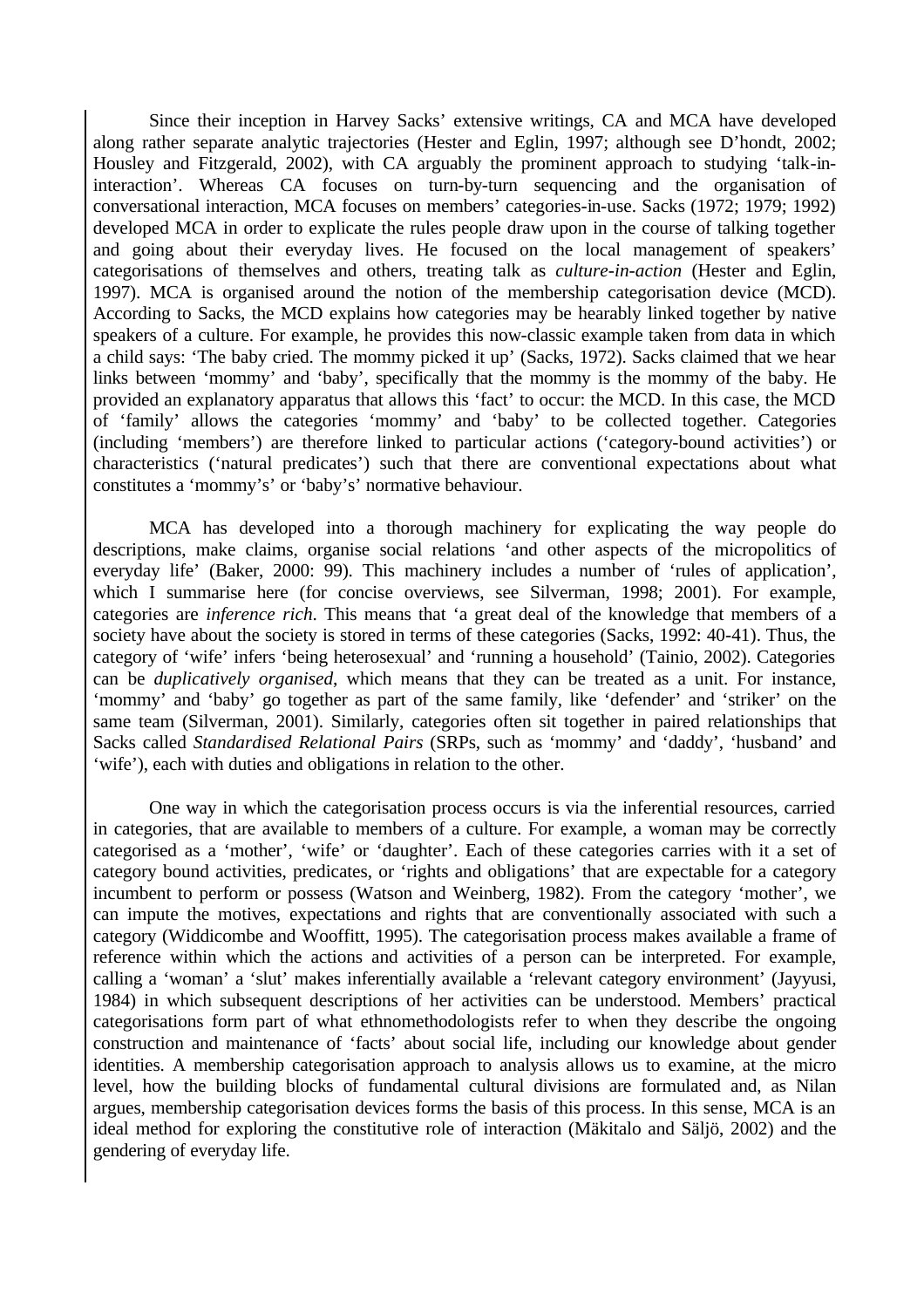Since their inception in Harvey Sacks' extensive writings, CA and MCA have developed along rather separate analytic trajectories (Hester and Eglin, 1997; although see D'hondt, 2002; Housley and Fitzgerald, 2002), with CA arguably the prominent approach to studying 'talk-in-interaction'. Whereas CA focuses on turn-by-turn sequencing and the organisation of conversational interaction, MCA focuses on members' categories-in-use. Sacks (1972; 1979; 1992) developed MCA in order to explicate the rules people draw upon in the course of talking together and going about their everyday lives. He focused on the local management of speakers' categorisations of themselves and others, treating talk as *culture-in-action* (Hester and Eglin, 1997). MCA is organised around the notion of the membership categorisation device (MCD). According to Sacks, the MCD explains how categories may be hearably linked together by native speakers of a culture. For example, he provides this now-classic example taken from data in which a child says: 'The baby cried. The mommy picked it up' (Sacks, 1972). Sacks claimed that we hear links between 'mommy' and 'baby', specifically that the mommy is the mommy of the baby. He provided an explanatory apparatus that allows this 'fact' to occur: the MCD. In this case, the MCD of 'family' allows the categories 'mommy' and 'baby' to be collected together. Categories (including 'members') are therefore linked to particular actions ('category-bound activities') or characteristics ('natural predicates') such that there are conventional expectations about what constitutes a 'mommy's' or 'baby's' normative behaviour.

MCA has developed into a thorough machinery for explicating the way people do descriptions, make claims, organise social relations 'and other aspects of the micropolitics of everyday life' (Baker, 2000: 99). This machinery includes a number of 'rules of application', which I summarise here (for concise overviews, see Silverman, 1998; 2001). For example, categories are *inference rich*. This means that 'a great deal of the knowledge that members of a society have about the society is stored in terms of these categories (Sacks, 1992: 40-41). Thus, the category of 'wife' infers 'being heterosexual' and 'running a household' (Tainio, 2002). Categories can be *duplicatively organised*, which means that they can be treated as a unit. For instance, 'mommy' and 'baby' go together as part of the same family, like 'defender' and 'striker' on the same team (Silverman, 2001). Similarly, categories often sit together in paired relationships that Sacks called *Standardised Relational Pairs* (SRPs, such as 'mommy' and 'daddy', 'husband' and 'wife'), each with duties and obligations in relation to the other.

One way in which the categorisation process occurs is via the inferential resources, carried in categories, that are available to members of a culture. For example, a woman may be correctly categorised as a 'mother', 'wife' or 'daughter'. Each of these categories carries with it a set of category bound activities, predicates, or 'rights and obligations' that are expectable for a category incumbent to perform or possess (Watson and Weinberg, 1982). From the category 'mother', we can impute the motives, expectations and rights that are conventionally associated with such a category (Widdicombe and Wooffitt, 1995). The categorisation process makes available a frame of reference within which the actions and activities of a person can be interpreted. For example, calling a 'woman' a 'slut' makes inferentially available a 'relevant category environment' (Jayyusi, 1984) in which subsequent descriptions of her activities can be understood. Members' practical categorisations form part of what ethnomethodologists refer to when they describe the ongoing construction and maintenance of 'facts' about social life, including our knowledge about gender identities. A membership categorisation approach to analysis allows us to examine, at the micro level, how the building blocks of fundamental cultural divisions are formulated and, as Nilan argues, membership categorisation devices forms the basis of this process. In this sense, MCA is an ideal method for exploring the constitutive role of interaction (Mäkitalo and Säljö, 2002) and the gendering of everyday life.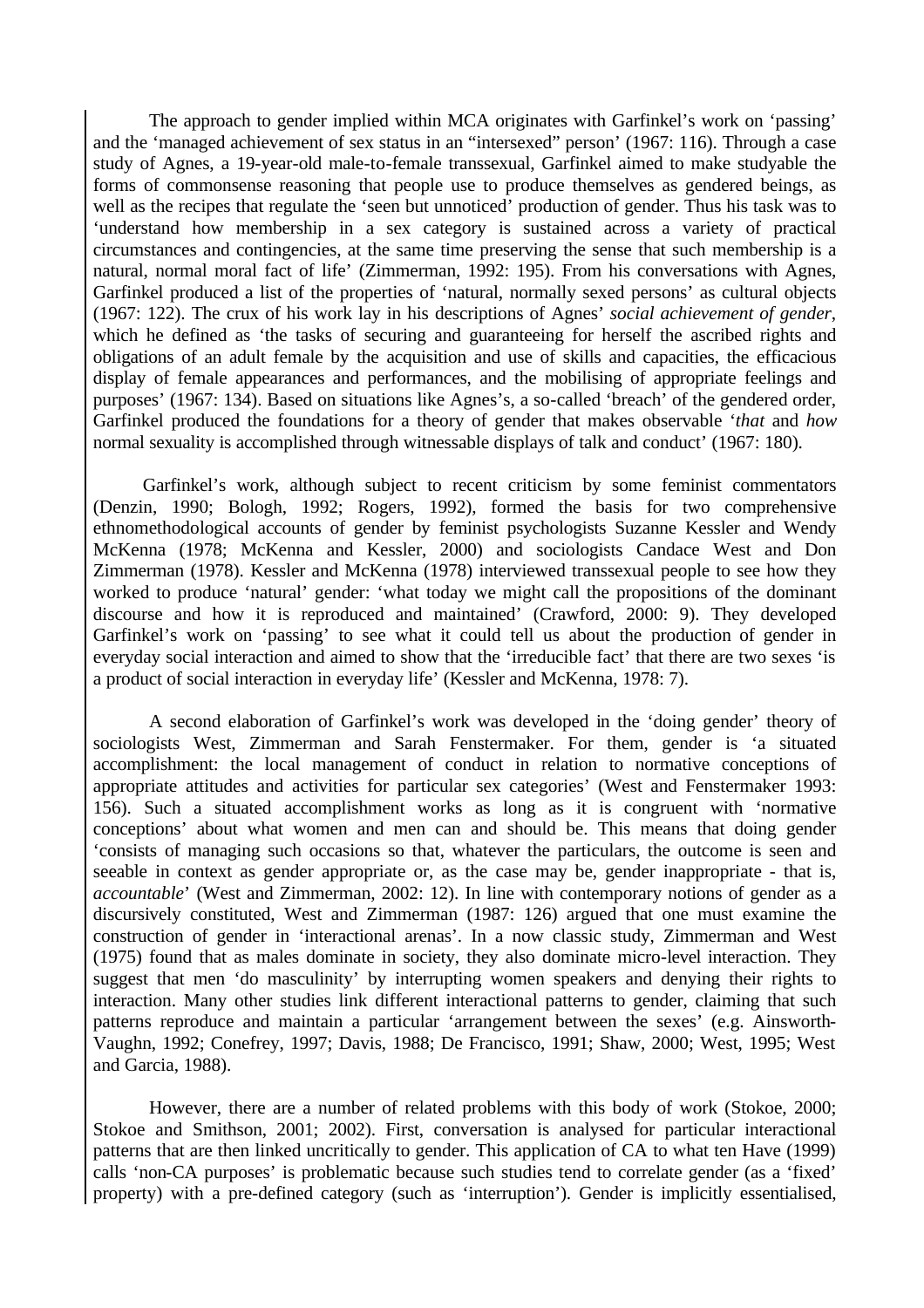The approach to gender implied within MCA originates with Garfinkel's work on 'passing' and the 'managed achievement of sex status in an "intersexed" person' (1967: 116). Through a case study of Agnes, a 19-year-old male-to-female transsexual, Garfinkel aimed to make studyable the forms of commonsense reasoning that people use to produce themselves as gendered beings, as well as the recipes that regulate the 'seen but unnoticed' production of gender. Thus his task was to 'understand how membership in a sex category is sustained across a variety of practical circumstances and contingencies, at the same time preserving the sense that such membership is a natural, normal moral fact of life' (Zimmerman, 1992: 195). From his conversations with Agnes, Garfinkel produced a list of the properties of 'natural, normally sexed persons' as cultural objects (1967: 122). The crux of his work lay in his descriptions of Agnes' *social achievement of gender*, which he defined as 'the tasks of securing and guaranteeing for herself the ascribed rights and obligations of an adult female by the acquisition and use of skills and capacities, the efficacious display of female appearances and performances, and the mobilising of appropriate feelings and purposes' (1967: 134). Based on situations like Agnes's, a so-called 'breach' of the gendered order, Garfinkel produced the foundations for a theory of gender that makes observable '*that* and *how* normal sexuality is accomplished through witnessable displays of talk and conduct' (1967: 180).

Garfinkel's work, although subject to recent criticism by some feminist commentators (Denzin, 1990; Bologh, 1992; Rogers, 1992), formed the basis for two comprehensive ethnomethodological accounts of gender by feminist psychologists Suzanne Kessler and Wendy McKenna (1978; McKenna and Kessler, 2000) and sociologists Candace West and Don Zimmerman (1978). Kessler and McKenna (1978) interviewed transsexual people to see how they worked to produce 'natural' gender: 'what today we might call the propositions of the dominant discourse and how it is reproduced and maintained' (Crawford, 2000: 9). They developed Garfinkel's work on 'passing' to see what it could tell us about the production of gender in everyday social interaction and aimed to show that the 'irreducible fact' that there are two sexes 'is a product of social interaction in everyday life' (Kessler and McKenna, 1978: 7).

A second elaboration of Garfinkel's work was developed in the 'doing gender' theory of sociologists West, Zimmerman and Sarah Fenstermaker. For them, gender is 'a situated accomplishment: the local management of conduct in relation to normative conceptions of appropriate attitudes and activities for particular sex categories' (West and Fenstermaker 1993: 156). Such a situated accomplishment works as long as it is congruent with 'normative conceptions' about what women and men can and should be. This means that doing gender 'consists of managing such occasions so that, whatever the particulars, the outcome is seen and seeable in context as gender appropriate or, as the case may be, gender inappropriate - that is, *accountable*' (West and Zimmerman, 2002: 12). In line with contemporary notions of gender as a discursively constituted, West and Zimmerman (1987: 126) argued that one must examine the construction of gender in 'interactional arenas'. In a now classic study, Zimmerman and West (1975) found that as males dominate in society, they also dominate micro-level interaction. They suggest that men 'do masculinity' by interrupting women speakers and denying their rights to interaction. Many other studies link different interactional patterns to gender, claiming that such patterns reproduce and maintain a particular 'arrangement between the sexes' (e.g. Ainsworth-Vaughn, 1992; Conefrey, 1997; Davis, 1988; De Francisco, 1991; Shaw, 2000; West, 1995; West and Garcia, 1988).

However, there are a number of related problems with this body of work (Stokoe, 2000; Stokoe and Smithson, 2001; 2002). First, conversation is analysed for particular interactional patterns that are then linked uncritically to gender. This application of CA to what ten Have (1999) calls 'non-CA purposes' is problematic because such studies tend to correlate gender (as a 'fixed' property) with a pre-defined category (such as 'interruption'). Gender is implicitly essentialised,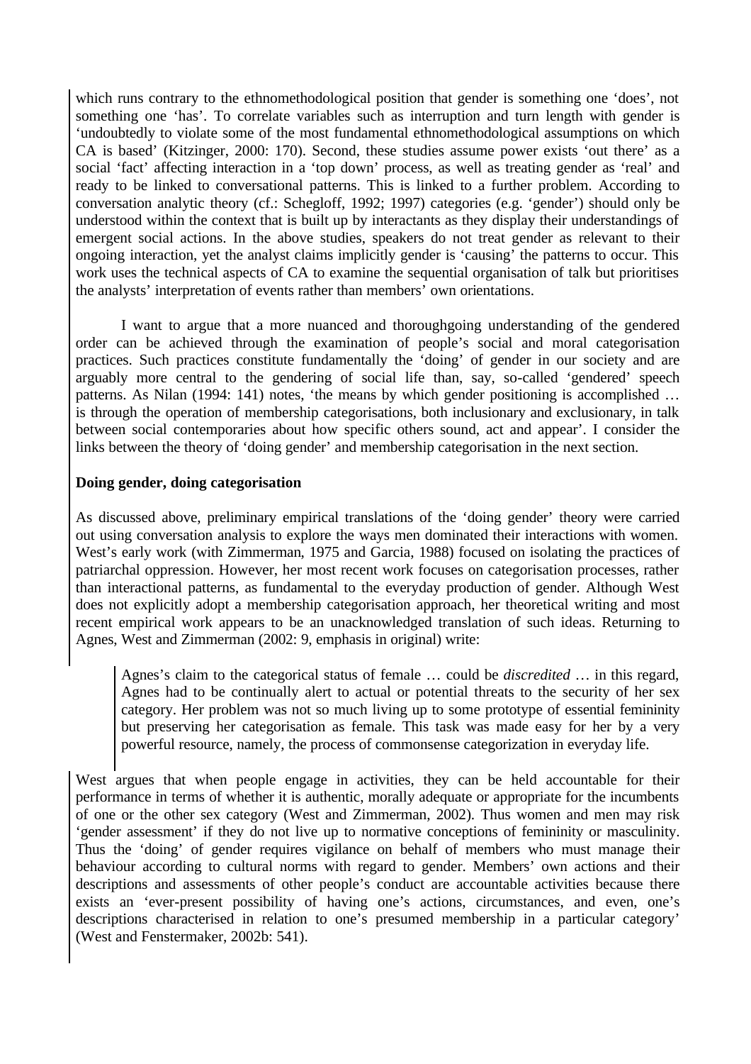which runs contrary to the ethnomethodological position that gender is something one 'does', not something one 'has'. To correlate variables such as interruption and turn length with gender is 'undoubtedly to violate some of the most fundamental ethnomethodological assumptions on which CA is based' (Kitzinger, 2000: 170). Second, these studies assume power exists 'out there' as a social 'fact' affecting interaction in a 'top down' process, as well as treating gender as 'real' and ready to be linked to conversational patterns. This is linked to a further problem. According to conversation analytic theory (cf.: Schegloff, 1992; 1997) categories (e.g. 'gender') should only be understood within the context that is built up by interactants as they display their understandings of emergent social actions. In the above studies, speakers do not treat gender as relevant to their ongoing interaction, yet the analyst claims implicitly gender is 'causing' the patterns to occur. This work uses the technical aspects of CA to examine the sequential organisation of talk but prioritises the analysts' interpretation of events rather than members' own orientations.

I want to argue that a more nuanced and thoroughgoing understanding of the gendered order can be achieved through the examination of people's social and moral categorisation practices. Such practices constitute fundamentally the 'doing' of gender in our society and are arguably more central to the gendering of social life than, say, so-called 'gendered' speech patterns. As Nilan (1994: 141) notes, 'the means by which gender positioning is accomplished … is through the operation of membership categorisations, both inclusionary and exclusionary, in talk between social contemporaries about how specific others sound, act and appear'. I consider the links between the theory of 'doing gender' and membership categorisation in the next section.

**Doing gender, doing categorisation**

As discussed above, preliminary empirical translations of the 'doing gender' theory were carried out using conversation analysis to explore the ways men dominated their interactions with women. West's early work (with Zimmerman, 1975 and Garcia, 1988) focused on isolating the practices of patriarchal oppression. However, her most recent work focuses on categorisation processes, rather than interactional patterns, as fundamental to the everyday production of gender. Although West does not explicitly adopt a membership categorisation approach, her theoretical writing and most recent empirical work appears to be an unacknowledged translation of such ideas. Returning to Agnes, West and Zimmerman (2002: 9, emphasis in original) write:

> Agnes's claim to the categorical status of female … could be *discredited* … in this regard, Agnes had to be continually alert to actual or potential threats to the security of her sex category. Her problem was not so much living up to some prototype of essential femininity but preserving her categorisation as female. This task was made easy for her by a very powerful resource, namely, the process of commonsense categorization in everyday life.

West argues that when people engage in activities, they can be held accountable for their performance in terms of whether it is authentic, morally adequate or appropriate for the incumbents of one or the other sex category (West and Zimmerman, 2002). Thus women and men may risk 'gender assessment' if they do not live up to normative conceptions of femininity or masculinity. Thus the 'doing' of gender requires vigilance on behalf of members who must manage their behaviour according to cultural norms with regard to gender. Members' own actions and their descriptions and assessments of other people's conduct are accountable activities because there exists an 'ever-present possibility of having one's actions, circumstances, and even, one's descriptions characterised in relation to one's presumed membership in a particular category' (West and Fenstermaker, 2002b: 541).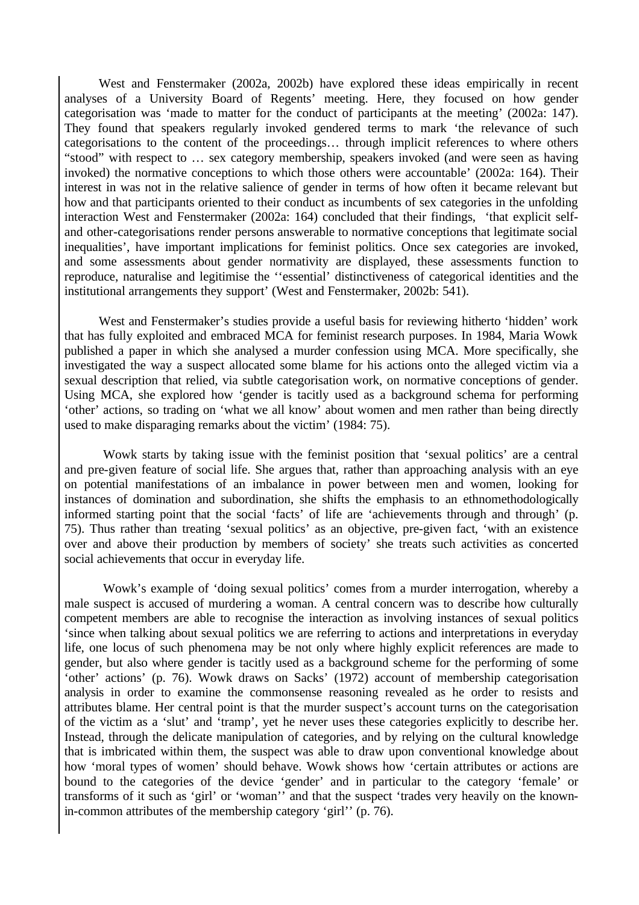West and Fenstermaker (2002a, 2002b) have explored these ideas empirically in recent analyses of a University Board of Regents' meeting. Here, they focused on how gender categorisation was 'made to matter for the conduct of participants at the meeting' (2002a: 147). They found that speakers regularly invoked gendered terms to mark 'the relevance of such categorisations to the content of the proceedings… through implicit references to where others "stood" with respect to … sex category membership, speakers invoked (and were seen as having invoked) the normative conceptions to which those others were accountable' (2002a: 164). Their interest in was not in the relative salience of gender in terms of how often it became relevant but how and that participants oriented to their conduct as incumbents of sex categories in the unfolding interaction West and Fenstermaker (2002a: 164) concluded that their findings, 'that explicit self- and other-categorisations render persons answerable to normative conceptions that legitimate social inequalities', have important implications for feminist politics. Once sex categories are invoked, and some assessments about gender normativity are displayed, these assessments function to reproduce, naturalise and legitimise the ''essential' distinctiveness of categorical identities and the institutional arrangements they support' (West and Fenstermaker, 2002b: 541).

West and Fenstermaker's studies provide a useful basis for reviewing hitherto 'hidden' work that has fully exploited and embraced MCA for feminist research purposes. In 1984, Maria Wowk published a paper in which she analysed a murder confession using MCA. More specifically, she investigated the way a suspect allocated some blame for his actions onto the alleged victim via a sexual description that relied, via subtle categorisation work, on normative conceptions of gender. Using MCA, she explored how 'gender is tacitly used as a background schema for performing 'other' actions, so trading on 'what we all know' about women and men rather than being directly used to make disparaging remarks about the victim' (1984: 75).

Wowk starts by taking issue with the feminist position that 'sexual politics' are a central and pre-given feature of social life. She argues that, rather than approaching analysis with an eye on potential manifestations of an imbalance in power between men and women, looking for instances of domination and subordination, she shifts the emphasis to an ethnomethodologically informed starting point that the social 'facts' of life are 'achievements through and through' (p. 75). Thus rather than treating 'sexual politics' as an objective, pre-given fact, 'with an existence over and above their production by members of society' she treats such activities as concerted social achievements that occur in everyday life.

Wowk's example of 'doing sexual politics' comes from a murder interrogation, whereby a male suspect is accused of murdering a woman. A central concern was to describe how culturally competent members are able to recognise the interaction as involving instances of sexual politics 'since when talking about sexual politics we are referring to actions and interpretations in everyday life, one locus of such phenomena may be not only where highly explicit references are made to gender, but also where gender is tacitly used as a background scheme for the performing of some 'other' actions' (p. 76). Wowk draws on Sacks' (1972) account of membership categorisation analysis in order to examine the commonsense reasoning revealed as he order to resists and attributes blame. Her central point is that the murder suspect's account turns on the categorisation of the victim as a 'slut' and 'tramp', yet he never uses these categories explicitly to describe her. Instead, through the delicate manipulation of categories, and by relying on the cultural knowledge that is imbricated within them, the suspect was able to draw upon conventional knowledge about how 'moral types of women' should behave. Wowk shows how 'certain attributes or actions are bound to the categories of the device 'gender' and in particular to the category 'female' or transforms of it such as 'girl' or 'woman'' and that the suspect 'trades very heavily on the known-in-common attributes of the membership category 'girl'' (p. 76).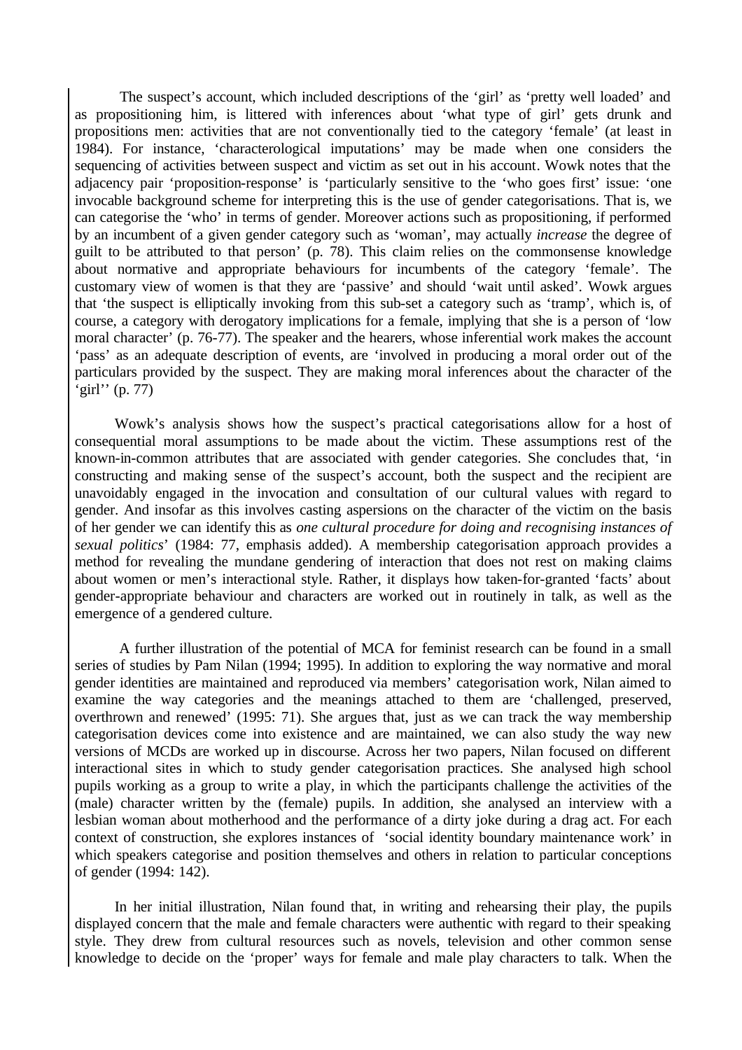The suspect's account, which included descriptions of the 'girl' as 'pretty well loaded' and as propositioning him, is littered with inferences about 'what type of girl' gets drunk and propositions men: activities that are not conventionally tied to the category 'female' (at least in 1984). For instance, 'characterological imputations' may be made when one considers the sequencing of activities between suspect and victim as set out in his account. Wowk notes that the adjacency pair 'proposition-response' is 'particularly sensitive to the 'who goes first' issue: 'one invocable background scheme for interpreting this is the use of gender categorisations. That is, we can categorise the 'who' in terms of gender. Moreover actions such as propositioning, if performed by an incumbent of a given gender category such as 'woman', may actually *increase* the degree of guilt to be attributed to that person' (p. 78). This claim relies on the commonsense knowledge about normative and appropriate behaviours for incumbents of the category 'female'. The customary view of women is that they are 'passive' and should 'wait until asked'. Wowk argues that 'the suspect is elliptically invoking from this sub-set a category such as 'tramp', which is, of course, a category with derogatory implications for a female, implying that she is a person of 'low moral character' (p. 76-77). The speaker and the hearers, whose inferential work makes the account 'pass' as an adequate description of events, are 'involved in producing a moral order out of the particulars provided by the suspect. They are making moral inferences about the character of the 'girl'' (p. 77)

Wowk's analysis shows how the suspect's practical categorisations allow for a host of consequential moral assumptions to be made about the victim. These assumptions rest of the known-in-common attributes that are associated with gender categories. She concludes that, 'in constructing and making sense of the suspect's account, both the suspect and the recipient are unavoidably engaged in the invocation and consultation of our cultural values with regard to gender. And insofar as this involves casting aspersions on the character of the victim on the basis of her gender we can identify this as *one cultural procedure for doing and recognising instances of sexual politics*' (1984: 77, emphasis added). A membership categorisation approach provides a method for revealing the mundane gendering of interaction that does not rest on making claims about women or men's interactional style. Rather, it displays how taken-for-granted 'facts' about gender-appropriate behaviour and characters are worked out in routinely in talk, as well as the emergence of a gendered culture.

A further illustration of the potential of MCA for feminist research can be found in a small series of studies by Pam Nilan (1994; 1995). In addition to exploring the way normative and moral gender identities are maintained and reproduced via members' categorisation work, Nilan aimed to examine the way categories and the meanings attached to them are 'challenged, preserved, overthrown and renewed' (1995: 71). She argues that, just as we can track the way membership categorisation devices come into existence and are maintained, we can also study the way new versions of MCDs are worked up in discourse. Across her two papers, Nilan focused on different interactional sites in which to study gender categorisation practices. She analysed high school pupils working as a group to write a play, in which the participants challenge the activities of the (male) character written by the (female) pupils. In addition, she analysed an interview with a lesbian woman about motherhood and the performance of a dirty joke during a drag act. For each context of construction, she explores instances of 'social identity boundary maintenance work' in which speakers categorise and position themselves and others in relation to particular conceptions of gender (1994: 142).

In her initial illustration, Nilan found that, in writing and rehearsing their play, the pupils displayed concern that the male and female characters were authentic with regard to their speaking style. They drew from cultural resources such as novels, television and other common sense knowledge to decide on the 'proper' ways for female and male play characters to talk. When the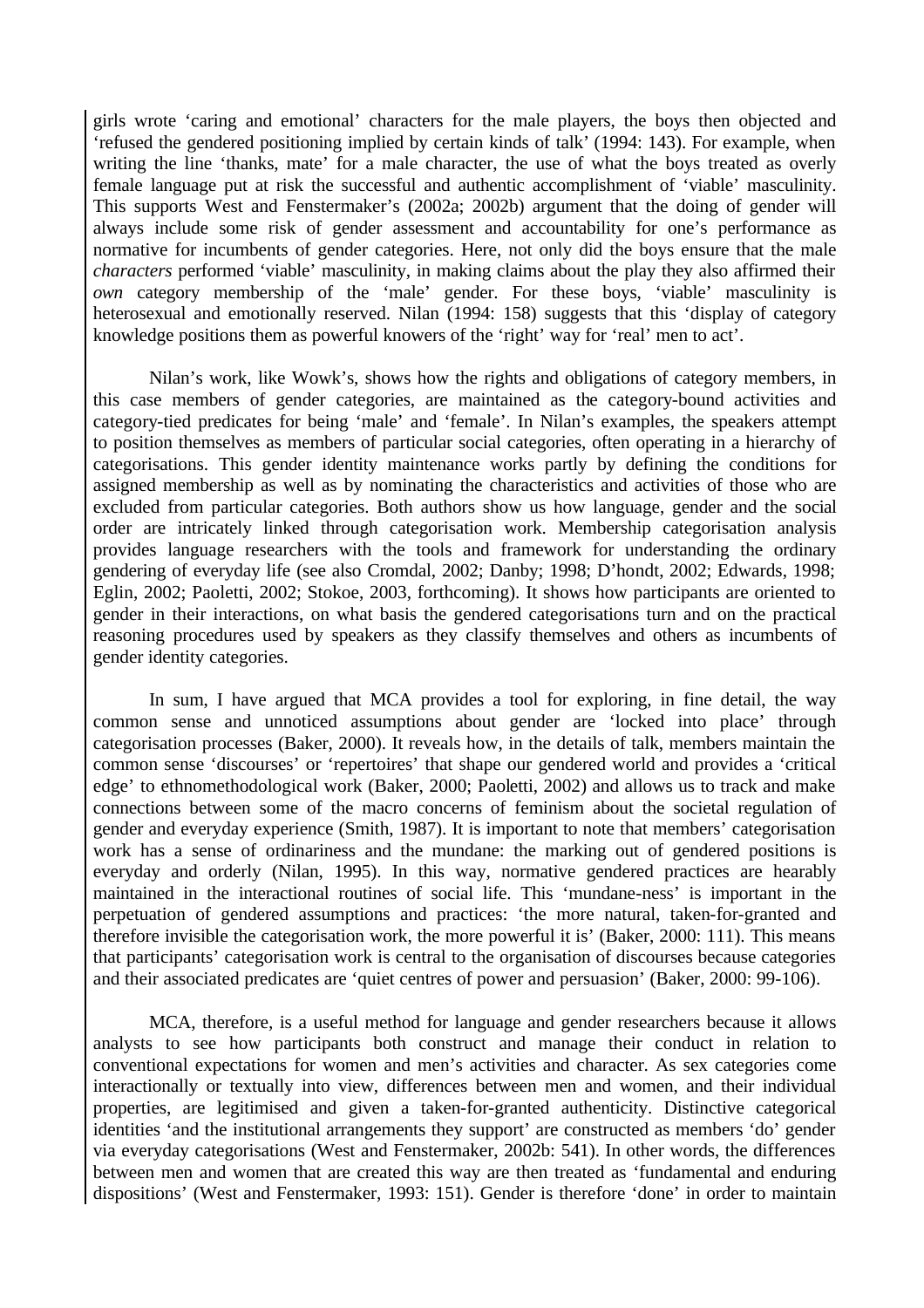girls wrote 'caring and emotional' characters for the male players, the boys then objected and 'refused the gendered positioning implied by certain kinds of talk' (1994: 143). For example, when writing the line 'thanks, mate' for a male character, the use of what the boys treated as overly female language put at risk the successful and authentic accomplishment of 'viable' masculinity. This supports West and Fenstermaker's (2002a; 2002b) argument that the doing of gender will always include some risk of gender assessment and accountability for one's performance as normative for incumbents of gender categories. Here, not only did the boys ensure that the male *characters* performed 'viable' masculinity, in making claims about the play they also affirmed their *own* category membership of the 'male' gender. For these boys, 'viable' masculinity is heterosexual and emotionally reserved. Nilan (1994: 158) suggests that this 'display of category knowledge positions them as powerful knowers of the 'right' way for 'real' men to act'.

Nilan's work, like Wowk's, shows how the rights and obligations of category members, in this case members of gender categories, are maintained as the category-bound activities and category-tied predicates for being 'male' and 'female'. In Nilan's examples, the speakers attempt to position themselves as members of particular social categories, often operating in a hierarchy of categorisations. This gender identity maintenance works partly by defining the conditions for assigned membership as well as by nominating the characteristics and activities of those who are excluded from particular categories. Both authors show us how language, gender and the social order are intricately linked through categorisation work. Membership categorisation analysis provides language researchers with the tools and framework for understanding the ordinary gendering of everyday life (see also Cromdal, 2002; Danby; 1998; D'hondt, 2002; Edwards, 1998; Eglin, 2002; Paoletti, 2002; Stokoe, 2003, forthcoming). It shows how participants are oriented to gender in their interactions, on what basis the gendered categorisations turn and on the practical reasoning procedures used by speakers as they classify themselves and others as incumbents of gender identity categories.

In sum, I have argued that MCA provides a tool for exploring, in fine detail, the way common sense and unnoticed assumptions about gender are 'locked into place' through categorisation processes (Baker, 2000). It reveals how, in the details of talk, members maintain the common sense 'discourses' or 'repertoires' that shape our gendered world and provides a 'critical edge' to ethnomethodological work (Baker, 2000; Paoletti, 2002) and allows us to track and make connections between some of the macro concerns of feminism about the societal regulation of gender and everyday experience (Smith, 1987). It is important to note that members' categorisation work has a sense of ordinariness and the mundane: the marking out of gendered positions is everyday and orderly (Nilan, 1995). In this way, normative gendered practices are hearably maintained in the interactional routines of social life. This 'mundane-ness' is important in the perpetuation of gendered assumptions and practices: 'the more natural, taken-for-granted and therefore invisible the categorisation work, the more powerful it is' (Baker, 2000: 111). This means that participants' categorisation work is central to the organisation of discourses because categories and their associated predicates are 'quiet centres of power and persuasion' (Baker, 2000: 99-106).

MCA, therefore, is a useful method for language and gender researchers because it allows analysts to see how participants both construct and manage their conduct in relation to conventional expectations for women and men's activities and character. As sex categories come interactionally or textually into view, differences between men and women, and their individual properties, are legitimised and given a taken-for-granted authenticity. Distinctive categorical identities 'and the institutional arrangements they support' are constructed as members 'do' gender via everyday categorisations (West and Fenstermaker, 2002b: 541). In other words, the differences between men and women that are created this way are then treated as 'fundamental and enduring dispositions' (West and Fenstermaker, 1993: 151). Gender is therefore 'done' in order to maintain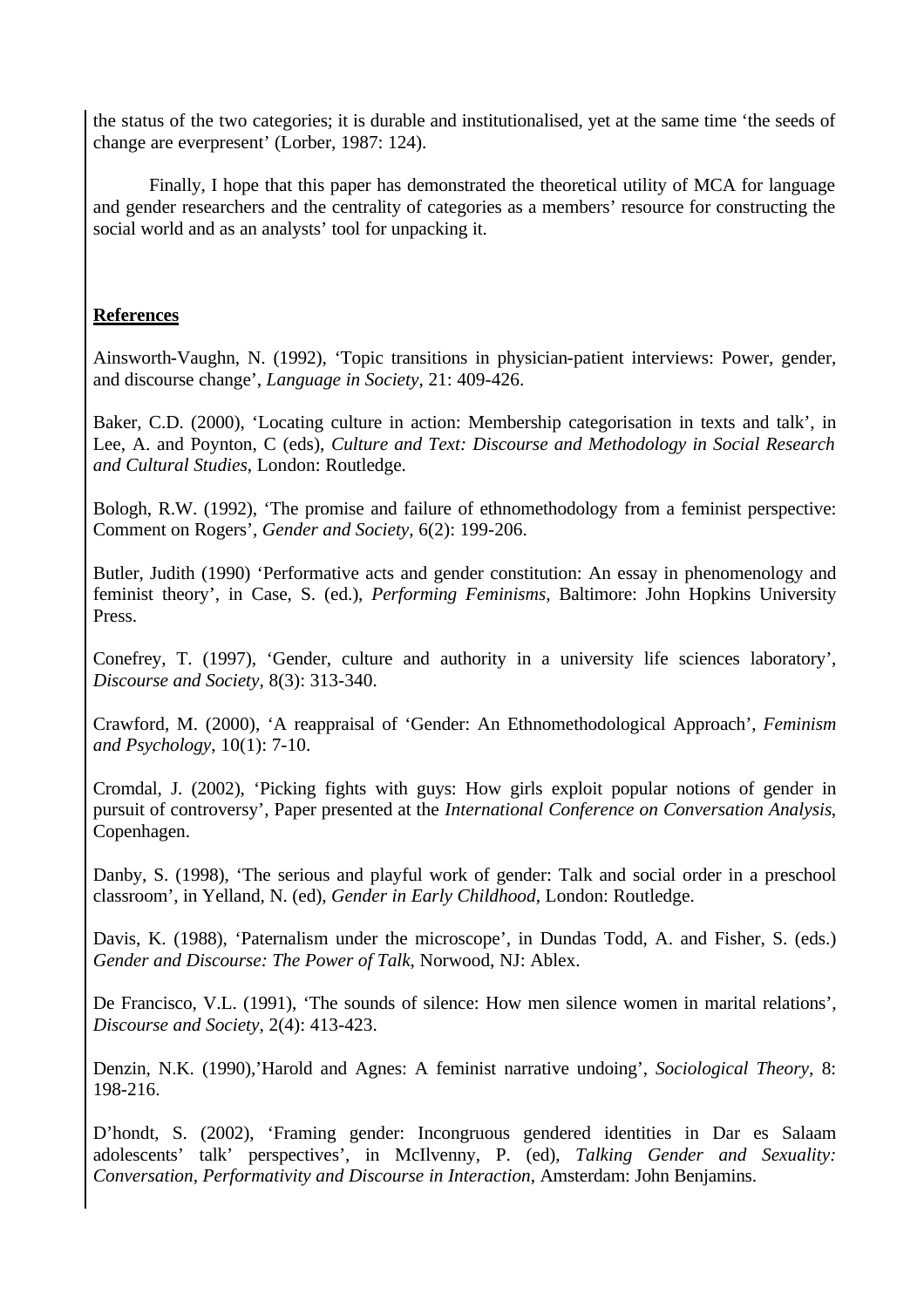the status of the two categories; it is durable and institutionalised, yet at the same time 'the seeds of change are everpresent' (Lorber, 1987: 124).

Finally, I hope that this paper has demonstrated the theoretical utility of MCA for language and gender researchers and the centrality of categories as a members' resource for constructing the social world and as an analysts' tool for unpacking it.

## References

Ainsworth-Vaughn, N. (1992), 'Topic transitions in physician-patient interviews: Power, gender, and discourse change', *Language in Society*, 21: 409-426.

Baker, C.D. (2000), 'Locating culture in action: Membership categorisation in texts and talk', in Lee, A. and Poynton, C (eds), *Culture and Text: Discourse and Methodology in Social Research and Cultural Studies*, London: Routledge.

Bologh, R.W. (1992), 'The promise and failure of ethnomethodology from a feminist perspective: Comment on Rogers', *Gender and Society*, 6(2): 199-206.

Butler, Judith (1990) 'Performative acts and gender constitution: An essay in phenomenology and feminist theory', in Case, S. (ed.), *Performing Feminisms*, Baltimore: John Hopkins University Press.

Conefrey, T. (1997), 'Gender, culture and authority in a university life sciences laboratory', *Discourse and Society*, 8(3): 313-340.

Crawford, M. (2000), 'A reappraisal of 'Gender: An Ethnomethodological Approach', *Feminism and Psychology*, 10(1): 7-10.

Cromdal, J. (2002), 'Picking fights with guys: How girls exploit popular notions of gender in pursuit of controversy', Paper presented at the *International Conference on Conversation Analysis*, Copenhagen.

Danby, S. (1998), 'The serious and playful work of gender: Talk and social order in a preschool classroom', in Yelland, N. (ed), *Gender in Early Childhood*, London: Routledge.

Davis, K. (1988), 'Paternalism under the microscope', in Dundas Todd, A. and Fisher, S. (eds.) *Gender and Discourse: The Power of Talk*, Norwood, NJ: Ablex.

De Francisco, V.L. (1991), 'The sounds of silence: How men silence women in marital relations', *Discourse and Society*, 2(4): 413-423.

Denzin, N.K. (1990),'Harold and Agnes: A feminist narrative undoing', *Sociological Theory*, 8: 198-216.

D'hondt, S. (2002), 'Framing gender: Incongruous gendered identities in Dar es Salaam adolescents' talk' perspectives', in McIlvenny, P. (ed), *Talking Gender and Sexuality: Conversation, Performativity and Discourse in Interaction*, Amsterdam: John Benjamins.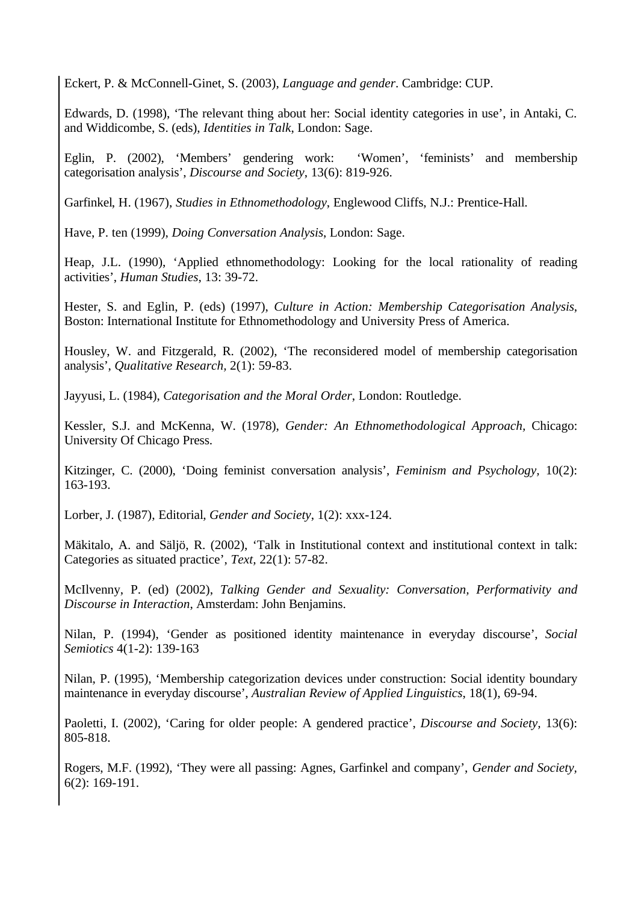Eckert, P. & McConnell-Ginet, S. (2003), *Language and gender*. Cambridge: CUP.

Edwards, D. (1998), 'The relevant thing about her: Social identity categories in use', in Antaki, C. and Widdicombe, S. (eds), *Identities in Talk*, London: Sage.

Eglin, P. (2002), 'Members' gendering work: 'Women', 'feminists' and membership categorisation analysis', *Discourse and Society*, 13(6): 819-926.

Garfinkel, H. (1967), *Studies in Ethnomethodology*, Englewood Cliffs, N.J.: Prentice-Hall.

Have, P. ten (1999), *Doing Conversation Analysis*, London: Sage.

Heap, J.L. (1990), 'Applied ethnomethodology: Looking for the local rationality of reading activities', *Human Studies*, 13: 39-72.

Hester, S. and Eglin, P. (eds) (1997), *Culture in Action: Membership Categorisation Analysis*, Boston: International Institute for Ethnomethodology and University Press of America.

Housley, W. and Fitzgerald, R. (2002), 'The reconsidered model of membership categorisation analysis', *Qualitative Research*, 2(1): 59-83.

Jayyusi, L. (1984), *Categorisation and the Moral Order*, London: Routledge.

Kessler, S.J. and McKenna, W. (1978), *Gender: An Ethnomethodological Approach*, Chicago: University Of Chicago Press.

Kitzinger, C. (2000), 'Doing feminist conversation analysis', *Feminism and Psychology*, 10(2): 163-193.

Lorber, J. (1987), Editorial, *Gender and Society*, 1(2): xxx-124.

Mäkitalo, A. and Säljö, R. (2002), 'Talk in Institutional context and institutional context in talk: Categories as situated practice', *Text*, 22(1): 57-82.

McIlvenny, P. (ed) (2002), *Talking Gender and Sexuality: Conversation, Performativity and Discourse in Interaction*, Amsterdam: John Benjamins.

Nilan, P. (1994), 'Gender as positioned identity maintenance in everyday discourse', *Social Semiotics* 4(1-2): 139-163

Nilan, P. (1995), 'Membership categorization devices under construction: Social identity boundary maintenance in everyday discourse', *Australian Review of Applied Linguistics*, 18(1), 69-94.

Paoletti, I. (2002), 'Caring for older people: A gendered practice', *Discourse and Society*, 13(6): 805-818.

Rogers, M.F. (1992), 'They were all passing: Agnes, Garfinkel and company', *Gender and Society*, 6(2): 169-191.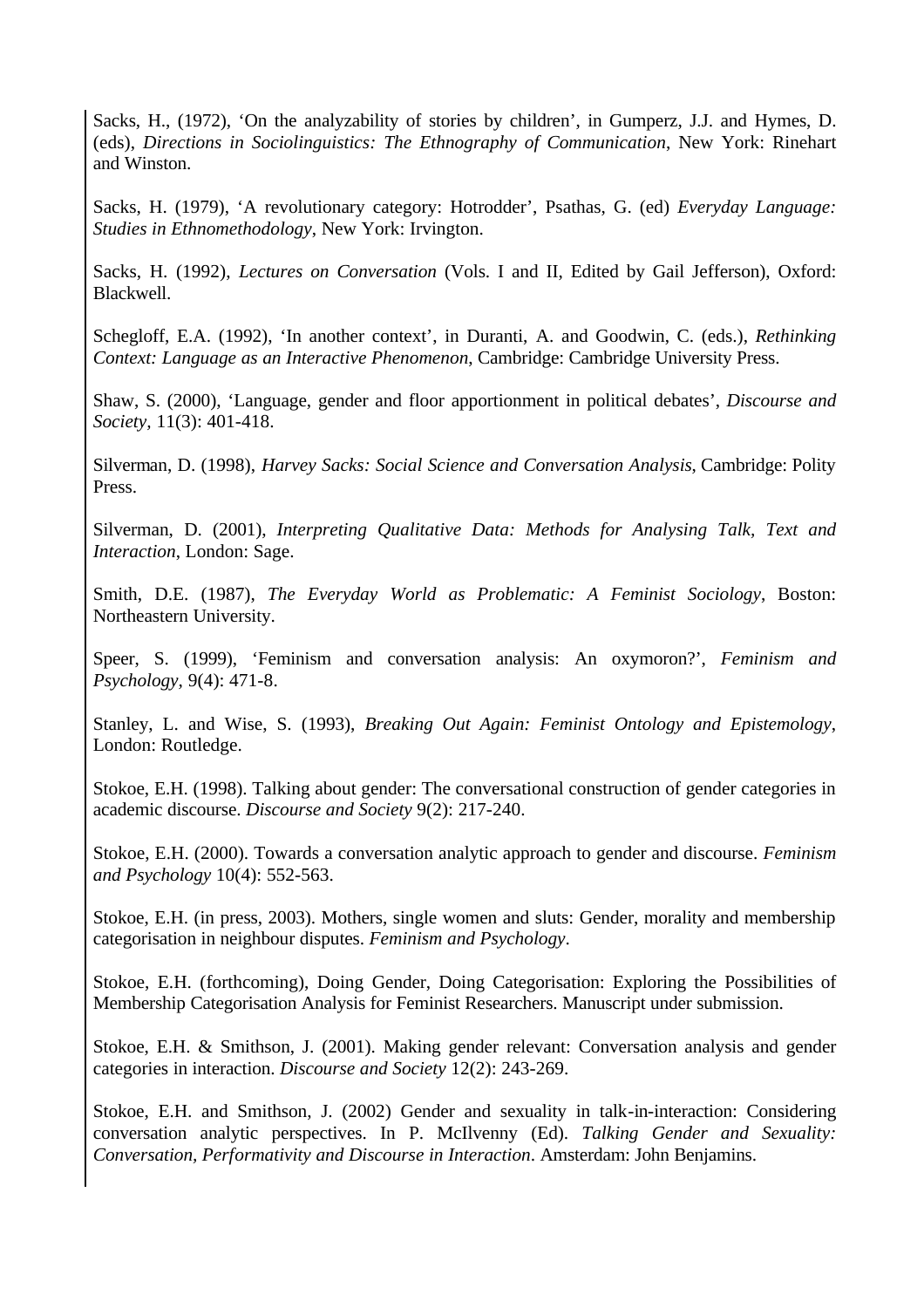Sacks, H., (1972), 'On the analyzability of stories by children', in Gumperz, J.J. and Hymes, D. (eds), *Directions in Sociolinguistics: The Ethnography of Communication*, New York: Rinehart and Winston.

Sacks, H. (1979), 'A revolutionary category: Hotrodder', Psathas, G. (ed) *Everyday Language: Studies in Ethnomethodology*, New York: Irvington.

Sacks, H. (1992), *Lectures on Conversation* (Vols. I and II, Edited by Gail Jefferson), Oxford: Blackwell.

Schegloff, E.A. (1992), 'In another context', in Duranti, A. and Goodwin, C. (eds.), *Rethinking Context: Language as an Interactive Phenomenon*, Cambridge: Cambridge University Press.

Shaw, S. (2000), 'Language, gender and floor apportionment in political debates', *Discourse and Society*, 11(3): 401-418.

Silverman, D. (1998), *Harvey Sacks: Social Science and Conversation Analysis*, Cambridge: Polity Press.

Silverman, D. (2001), *Interpreting Qualitative Data: Methods for Analysing Talk, Text and Interaction*, London: Sage.

Smith, D.E. (1987), *The Everyday World as Problematic: A Feminist Sociology*, Boston: Northeastern University.

Speer, S. (1999), 'Feminism and conversation analysis: An oxymoron?', *Feminism and Psychology*, 9(4): 471-8.

Stanley, L. and Wise, S. (1993), *Breaking Out Again: Feminist Ontology and Epistemology*, London: Routledge.

Stokoe, E.H. (1998). Talking about gender: The conversational construction of gender categories in academic discourse. *Discourse and Society* 9(2): 217-240.

Stokoe, E.H. (2000). Towards a conversation analytic approach to gender and discourse. *Feminism and Psychology* 10(4): 552-563.

Stokoe, E.H. (in press, 2003). Mothers, single women and sluts: Gender, morality and membership categorisation in neighbour disputes. *Feminism and Psychology*.

Stokoe, E.H. (forthcoming), Doing Gender, Doing Categorisation: Exploring the Possibilities of Membership Categorisation Analysis for Feminist Researchers. Manuscript under submission.

Stokoe, E.H. & Smithson, J. (2001). Making gender relevant: Conversation analysis and gender categories in interaction. *Discourse and Society* 12(2): 243-269.

Stokoe, E.H. and Smithson, J. (2002) Gender and sexuality in talk-in-interaction: Considering conversation analytic perspectives. In P. McIlvenny (Ed). *Talking Gender and Sexuality: Conversation, Performativity and Discourse in Interaction*. Amsterdam: John Benjamins.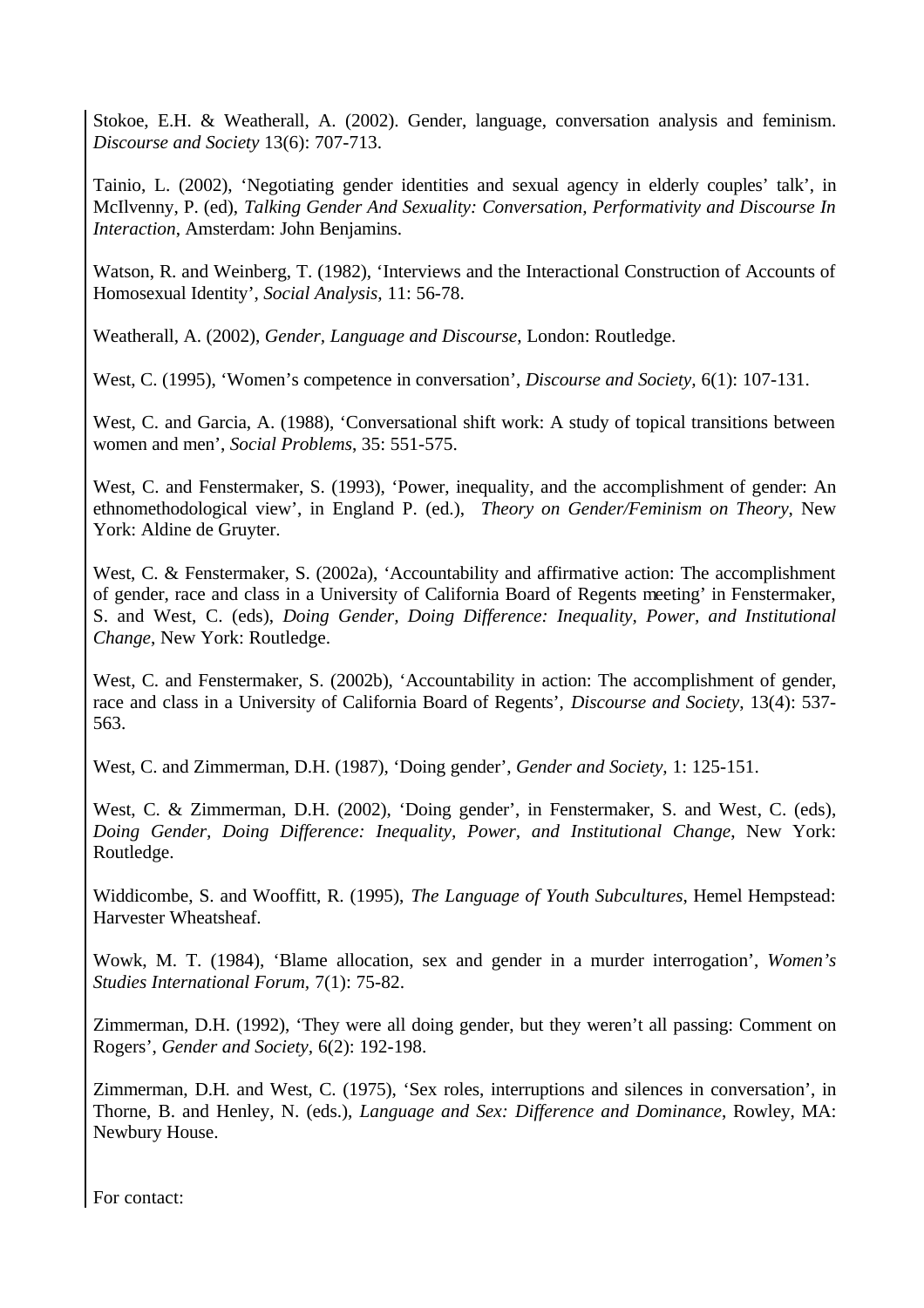Stokoe, E.H. & Weatherall, A. (2002). Gender, language, conversation analysis and feminism. *Discourse and Society* 13(6): 707-713.

Tainio, L. (2002), 'Negotiating gender identities and sexual agency in elderly couples' talk', in McIlvenny, P. (ed), *Talking Gender And Sexuality: Conversation, Performativity and Discourse In Interaction*, Amsterdam: John Benjamins.

Watson, R. and Weinberg, T. (1982), 'Interviews and the Interactional Construction of Accounts of Homosexual Identity', *Social Analysis,* 11: 56-78.

Weatherall, A. (2002), *Gender, Language and Discourse*, London: Routledge.

West, C. (1995), 'Women's competence in conversation', *Discourse and Society,* 6(1): 107-131.

West, C. and Garcia, A. (1988), 'Conversational shift work: A study of topical transitions between women and men', *Social Problems*, 35: 551-575.

West, C. and Fenstermaker, S. (1993), 'Power, inequality, and the accomplishment of gender: An ethnomethodological view', in England P. (ed.), *Theory on Gender/Feminism on Theory*, New York: Aldine de Gruyter.

West, C. & Fenstermaker, S. (2002a), 'Accountability and affirmative action: The accomplishment of gender, race and class in a University of California Board of Regents meeting' in Fenstermaker, S. and West, C. (eds), *Doing Gender, Doing Difference: Inequality, Power, and Institutional Change*, New York: Routledge.

West, C. and Fenstermaker, S. (2002b), 'Accountability in action: The accomplishment of gender, race and class in a University of California Board of Regents', *Discourse and Society*, 13(4): 537-563.

West, C. and Zimmerman, D.H. (1987), 'Doing gender', *Gender and Society,* 1: 125-151.

West, C. & Zimmerman, D.H. (2002), 'Doing gender', in Fenstermaker, S. and West, C. (eds), *Doing Gender, Doing Difference: Inequality, Power, and Institutional Change,* New York: Routledge.

Widdicombe, S. and Wooffitt, R. (1995), *The Language of Youth Subcultures*, Hemel Hempstead: Harvester Wheatsheaf.

Wowk, M. T. (1984), 'Blame allocation, sex and gender in a murder interrogation', *Women's Studies International Forum,* 7(1): 75-82.

Zimmerman, D.H. (1992), 'They were all doing gender, but they weren't all passing: Comment on Rogers', *Gender and Society,* 6(2): 192-198.

Zimmerman, D.H. and West, C. (1975), 'Sex roles, interruptions and silences in conversation', in Thorne, B. and Henley, N. (eds.), *Language and Sex: Difference and Dominance*, Rowley, MA: Newbury House.

For contact: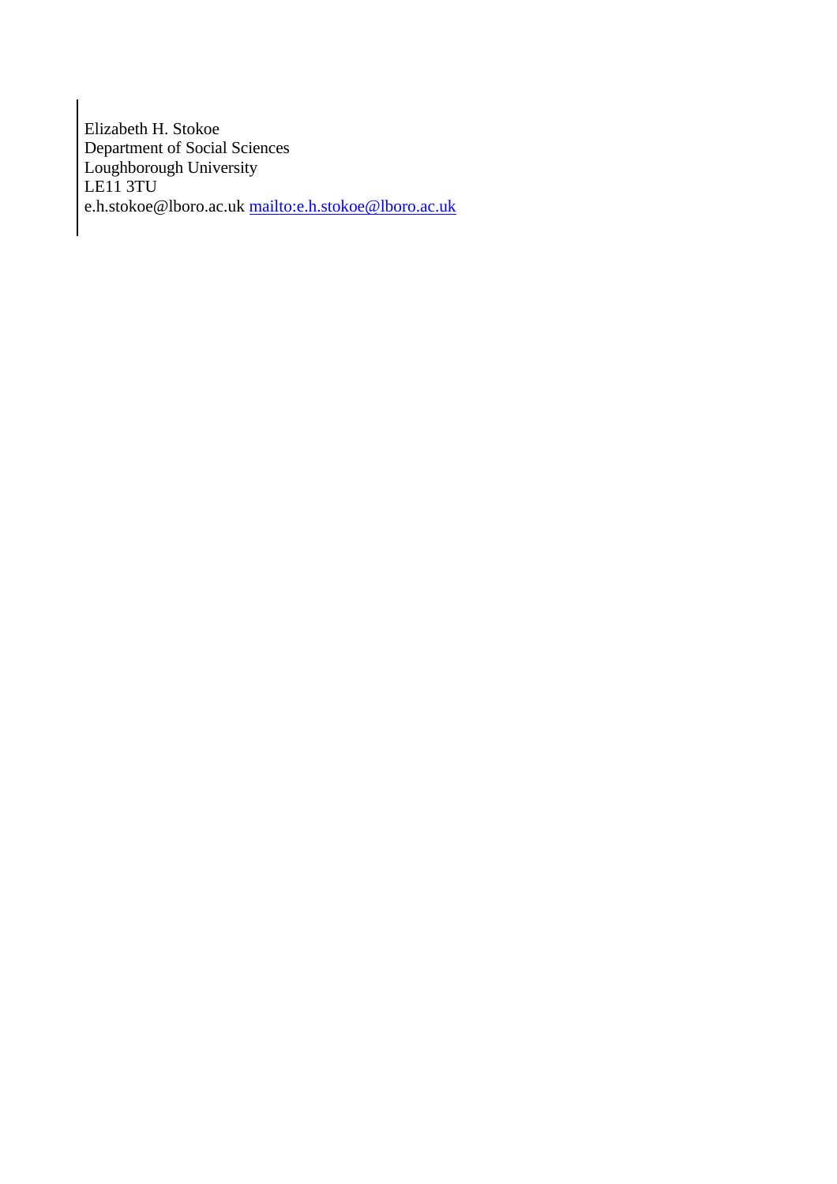Elizabeth H. Stokoe
Department of Social Sciences
Loughborough University
LE11 3TU
e.h.stokoe@lboro.ac.uk [mailto:e.h.stokoe@lboro.ac.uk](mailto:e.h.stokoe@lboro.ac.uk)